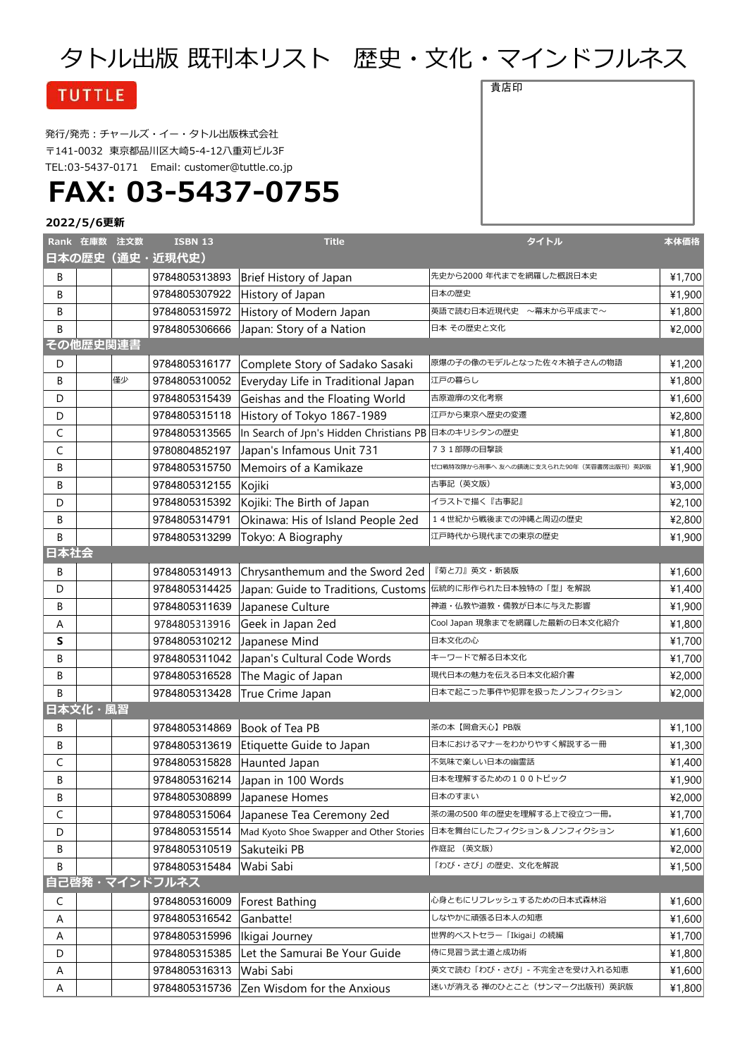# タトル出版 既刊本リスト　歴史・文化・マインドフルネス

TUTTLE

発行/発売：チャールズ・イー・タトル出版株式会社
〒141-0032 東京都品川区大崎5-4-12八重苅ビル3F
TEL:03-5437-0171　Email: customer@tuttle.co.jp

# FAX: 03-5437-0755

貴店印

**2022/5/6更新**

| Rank | 在庫数 | 注文数 | ISBN 13 | Title | タイトル | 本体価格 |
|---|---|---|---|---|---|---|
| **日本の歴史（通史・近現代史）** | | | | | | |
| B | | | 9784805313893 | Brief History of Japan | 先史から2000 年代までを網羅した概説日本史 | ¥1,700 |
| B | | | 9784805307922 | History of Japan | 日本の歴史 | ¥1,900 |
| B | | | 9784805315972 | History of Modern Japan | 英語で読む日本近現代史　～幕末から平成まで～ | ¥1,800 |
| B | | | 9784805306666 | Japan: Story of a Nation | 日本 その歴史と文化 | ¥2,000 |
| **その他歴史関連書** | | | | | | |
| D | | | 9784805316177 | Complete Story of Sadako Sasaki | 原爆の子の像のモデルとなった佐々木禎子さんの物語 | ¥1,200 |
| B | | 僅少 | 9784805310052 | Everyday Life in Traditional Japan | 江戸の暮らし | ¥1,800 |
| D | | | 9784805315439 | Geishas and the Floating World | 吉原遊廓の文化考察 | ¥1,600 |
| D | | | 9784805315118 | History of Tokyo 1867-1989 | 江戸から東京へ歴史の変遷 | ¥2,800 |
| C | | | 9784805313565 | In Search of Jpn's Hidden Christians PB | 日本のキリシタンの歴史 | ¥1,800 |
| C | | | 9780804852197 | Japan's Infamous Unit 731 | ７３１部隊の目撃談 | ¥1,400 |
| B | | | 9784805315750 | Memoirs of a Kamikaze | ゼロ戦特攻隊から刑事へ 友への鎮魂に支えられた90年（芙蓉書房出版刊）英訳版 | ¥1,900 |
| B | | | 9784805312155 | Kojiki | 古事記（英文版） | ¥3,000 |
| D | | | 9784805315392 | Kojiki: The Birth of Japan | イラストで描く『古事記』 | ¥2,100 |
| B | | | 9784805314791 | Okinawa: His of Island People 2ed | １４世紀から戦後までの沖縄と周辺の歴史 | ¥2,800 |
| B | | | 9784805313299 | Tokyo: A Biography | 江戸時代から現代までの東京の歴史 | ¥1,900 |
| **日本社会** | | | | | | |
| B | | | 9784805314913 | Chrysanthemum and the Sword 2ed | 『菊と刀』英文・新装版 | ¥1,600 |
| D | | | 9784805314425 | Japan: Guide to Traditions, Customs | 伝統的に形作られた日本独特の「型」を解説 | ¥1,400 |
| B | | | 9784805311639 | Japanese Culture | 神道・仏教や道教・儒教が日本に与えた影響 | ¥1,900 |
| A | | | 9784805313916 | Geek in Japan 2ed | Cool Japan 現象までを網羅した最新の日本文化紹介 | ¥1,800 |
| **S** | | | 9784805310212 | Japanese Mind | 日本文化の心 | ¥1,700 |
| B | | | 9784805311042 | Japan's Cultural Code Words | キーワードで解る日本文化 | ¥1,700 |
| B | | | 9784805316528 | The Magic of Japan | 現代日本の魅力を伝える日本文化紹介書 | ¥2,000 |
| B | | | 9784805313428 | True Crime Japan | 日本で起こった事件や犯罪を扱ったノンフィクション | ¥2,000 |
| **日本文化・風習** | | | | | | |
| B | | | 9784805314869 | Book of Tea PB | 茶の本【岡倉天心】PB版 | ¥1,100 |
| B | | | 9784805313619 | Etiquette Guide to Japan | 日本におけるマナーをわかりやすく解説する一冊 | ¥1,300 |
| C | | | 9784805315828 | Haunted Japan | 不気味で楽しい日本の幽霊話 | ¥1,400 |
| B | | | 9784805316214 | Japan in 100 Words | 日本を理解するための１００トピック | ¥1,900 |
| B | | | 9784805308899 | Japanese Homes | 日本のすまい | ¥2,000 |
| C | | | 9784805315064 | Japanese Tea Ceremony 2ed | 茶の湯の500 年の歴史を理解する上で役立つ一冊。 | ¥1,700 |
| D | | | 9784805315514 | Mad Kyoto Shoe Swapper and Other Stories | 日本を舞台にしたフィクション＆ノンフィクション | ¥1,600 |
| B | | | 9784805310519 | Sakuteiki PB | 作庭記（英文版） | ¥2,000 |
| B | | | 9784805315484 | Wabi Sabi | 「わび・さび」の歴史、文化を解説 | ¥1,500 |
| **自己啓発・マインドフルネス** | | | | | | |
| C | | | 9784805316009 | Forest Bathing | 心身ともにリフレッシュするための日本式森林浴 | ¥1,600 |
| A | | | 9784805316542 | Ganbatte! | しなやかに頑張る日本人の知恵 | ¥1,600 |
| A | | | 9784805315996 | Ikigai Journey | 世界的ベストセラー「Ikigai」の続編 | ¥1,700 |
| D | | | 9784805315385 | Let the Samurai Be Your Guide | 侍に見習う武士道と成功術 | ¥1,800 |
| A | | | 9784805316313 | Wabi Sabi | 英文で読む「わび・さび」- 不完全さを受け入れる知恵 | ¥1,600 |
| A | | | 9784805315736 | Zen Wisdom for the Anxious | 迷いが消える 禅のひとこと（サンマーク出版刊）英訳版 | ¥1,800 |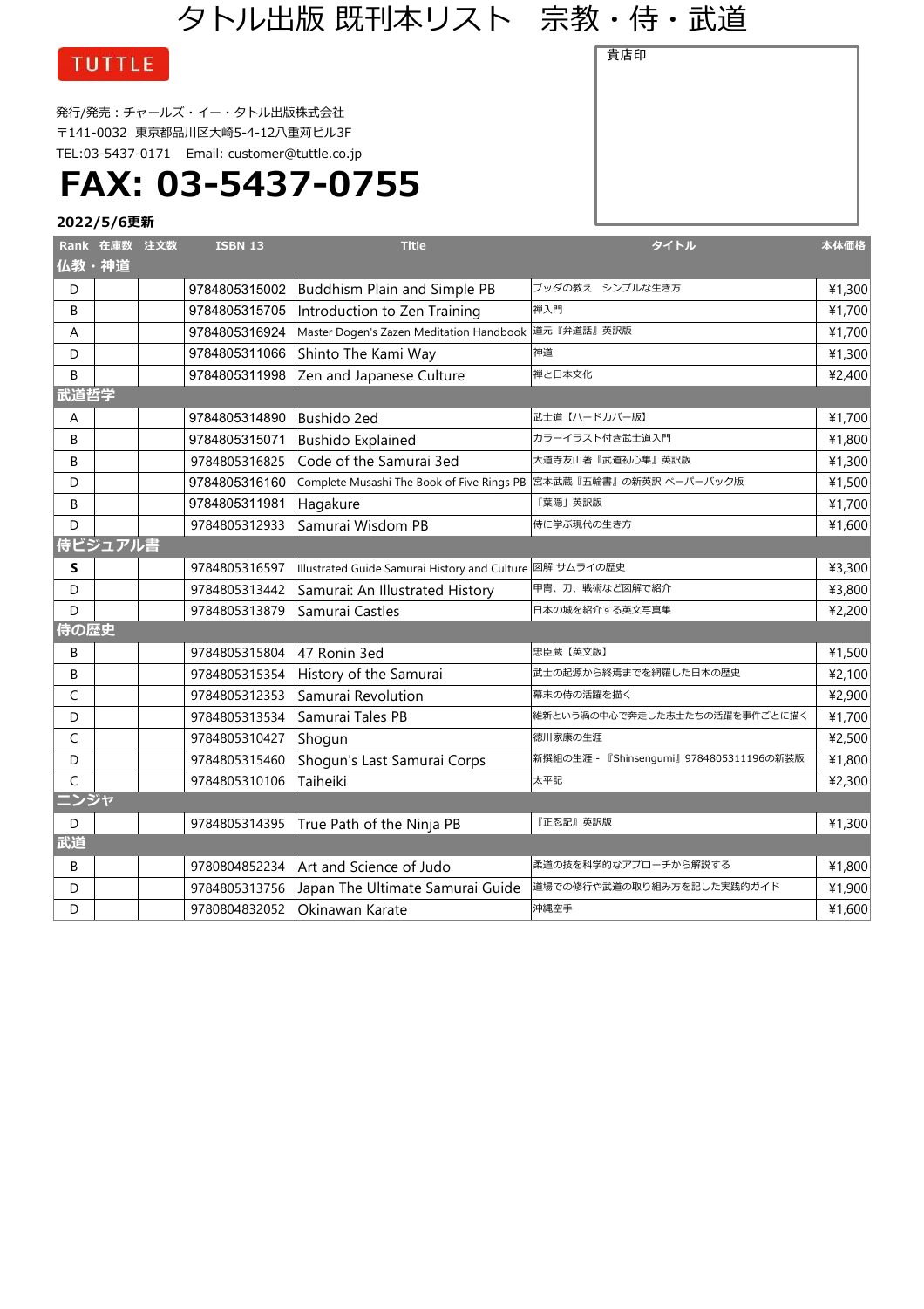# タトル出版 既刊本リスト　宗教・侍・武道

TUTTLE

発行/発売：チャールズ・イー・タトル出版株式会社
〒141-0032　東京都品川区大崎5-4-12八重苅ビル3F
TEL:03-5437-0171　Email: customer@tuttle.co.jp

**FAX: 03-5437-0755**

貴店印

**2022/5/6更新**

| Rank | 在庫数 | 注文数 | ISBN 13 | Title | タイトル | 本体価格 |
|---|---|---|---|---|---|---|
| **仏教・神道** | | | | | | |
| D | | | 9784805315002 | Buddhism Plain and Simple PB | ブッダの教え　シンプルな生き方 | ¥1,300 |
| B | | | 9784805315705 | Introduction to Zen Training | 禅入門 | ¥1,700 |
| A | | | 9784805316924 | Master Dogen's Zazen Meditation Handbook | 道元『弁道話』英訳版 | ¥1,700 |
| D | | | 9784805311066 | Shinto The Kami Way | 神道 | ¥1,300 |
| B | | | 9784805311998 | Zen and Japanese Culture | 禅と日本文化 | ¥2,400 |
| **武道哲学** | | | | | | |
| A | | | 9784805314890 | Bushido 2ed | 武士道【ハードカバー版】 | ¥1,700 |
| B | | | 9784805315071 | Bushido Explained | カラーイラスト付き武士道入門 | ¥1,800 |
| B | | | 9784805316825 | Code of the Samurai 3ed | 大道寺友山著『武道初心集』英訳版 | ¥1,300 |
| D | | | 9784805316160 | Complete Musashi The Book of Five Rings PB | 宮本武蔵『五輪書』の新英訳 ペーパーバック版 | ¥1,500 |
| B | | | 9784805311981 | Hagakure | 「葉隠」英訳版 | ¥1,700 |
| D | | | 9784805312933 | Samurai Wisdom PB | 侍に学ぶ現代の生き方 | ¥1,600 |
| **侍ビジュアル書** | | | | | | |
| **S** | | | 9784805316597 | Illustrated Guide Samurai History and Culture | 図解 サムライの歴史 | ¥3,300 |
| D | | | 9784805313442 | Samurai: An Illustrated History | 甲冑、刀、戦術など図解で紹介 | ¥3,800 |
| D | | | 9784805313879 | Samurai Castles | 日本の城を紹介する英文写真集 | ¥2,200 |
| **侍の歴史** | | | | | | |
| B | | | 9784805315804 | 47 Ronin 3ed | 忠臣蔵【英文版】 | ¥1,500 |
| B | | | 9784805315354 | History of the Samurai | 武士の起源から終焉までを網羅した日本の歴史 | ¥2,100 |
| C | | | 9784805312353 | Samurai Revolution | 幕末の侍の活躍を描く | ¥2,900 |
| D | | | 9784805313534 | Samurai Tales PB | 維新という渦の中心で奔走した志士たちの活躍を事件ごとに描く | ¥1,700 |
| C | | | 9784805310427 | Shogun | 徳川家康の生涯 | ¥2,500 |
| D | | | 9784805315460 | Shogun's Last Samurai Corps | 新撰組の生涯 - 『Shinsengumi』9784805311196の新装版 | ¥1,800 |
| C | | | 9784805310106 | Taiheiki | 太平記 | ¥2,300 |
| **ニンジャ** | | | | | | |
| D | | | 9784805314395 | True Path of the Ninja PB | 『正忍記』英訳版 | ¥1,300 |
| **武道** | | | | | | |
| B | | | 9780804852234 | Art and Science of Judo | 柔道の技を科学的なアプローチから解説する | ¥1,800 |
| D | | | 9784805313756 | Japan The Ultimate Samurai Guide | 道場での修行や武道の取り組み方を記した実践的ガイド | ¥1,900 |
| D | | | 9780804832052 | Okinawan Karate | 沖縄空手 | ¥1,600 |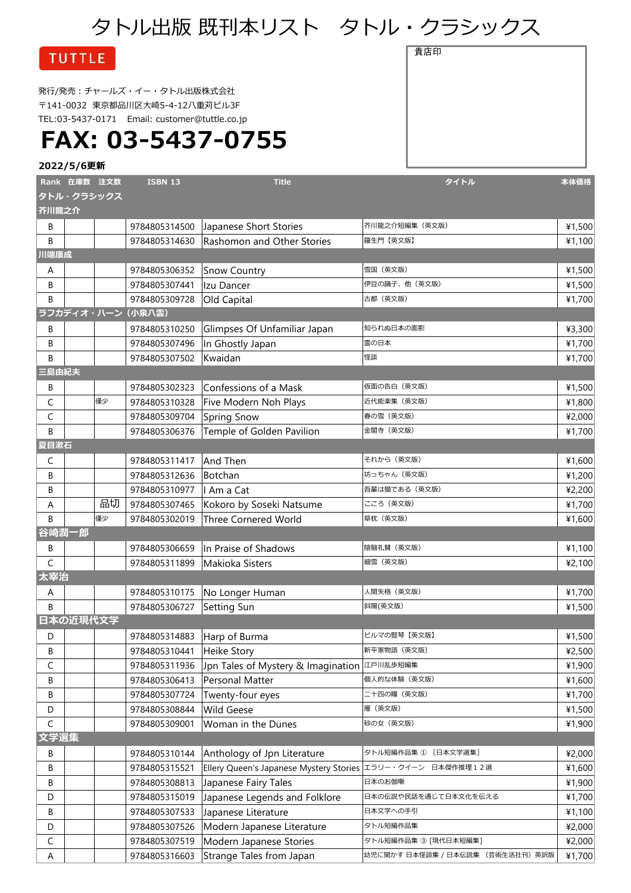# タトル出版 既刊本リスト　タトル・クラシックス

TUTTLE

貴店印

発行/発売：チャールズ・イー・タトル出版株式会社
〒141-0032 東京都品川区大崎5-4-12八重苅ビル3F
TEL:03-5437-0171　Email: customer@tuttle.co.jp

# FAX: 03-5437-0755

**2022/5/6更新**

| Rank | 在庫数 | 注文数 | ISBN 13 | Title | タイトル | 本体価格 |
|---|---|---|---|---|---|---|
| **タトル・クラシックス** | | | | | | |
| **芥川龍之介** | | | | | | |
| B | | | 9784805314500 | Japanese Short Stories | 芥川龍之介短編集（英文版） | ¥1,500 |
| B | | | 9784805314630 | Rashomon and Other Stories | 羅生門【英文版】 | ¥1,100 |
| **川端康成** | | | | | | |
| A | | | 9784805306352 | Snow Country | 雪国（英文版） | ¥1,500 |
| B | | | 9784805307441 | Izu Dancer | 伊豆の踊子、他（英文版） | ¥1,500 |
| B | | | 9784805309728 | Old Capital | 古都（英文版） | ¥1,700 |
| **ラフカディオ・ハーン（小泉八雲）** | | | | | | |
| B | | | 9784805310250 | Glimpses Of Unfamiliar Japan | 知られぬ日本の面影 | ¥3,300 |
| B | | | 9784805307496 | In Ghostly Japan | 霊の日本 | ¥1,700 |
| B | | | 9784805307502 | Kwaidan | 怪談 | ¥1,700 |
| **三島由紀夫** | | | | | | |
| B | | | 9784805302323 | Confessions of a Mask | 仮面の告白（英文版） | ¥1,500 |
| C | 僅少 | | 9784805310328 | Five Modern Noh Plays | 近代能楽集（英文版） | ¥1,800 |
| C | | | 9784805309704 | Spring Snow | 春の雪（英文版） | ¥2,000 |
| B | | | 9784805306376 | Temple of Golden Pavilion | 金閣寺（英文版） | ¥1,700 |
| **夏目漱石** | | | | | | |
| C | | | 9784805311417 | And Then | それから（英文版） | ¥1,600 |
| B | | | 9784805312636 | Botchan | 坊っちゃん（英文版） | ¥1,200 |
| B | | | 9784805310977 | I Am a Cat | 吾輩は猫である（英文版） | ¥2,200 |
| A | 品切 | | 9784805307465 | Kokoro by Soseki Natsume | こころ（英文版） | ¥1,700 |
| B | 僅少 | | 9784805302019 | Three Cornered World | 草枕（英文版） | ¥1,600 |
| **谷崎潤一郎** | | | | | | |
| B | | | 9784805306659 | In Praise of Shadows | 陰翳礼賛（英文版） | ¥1,100 |
| C | | | 9784805311899 | Makioka Sisters | 細雪（英文版） | ¥2,100 |
| **太宰治** | | | | | | |
| A | | | 9784805310175 | No Longer Human | 人間失格（英文版） | ¥1,700 |
| B | | | 9784805306727 | Setting Sun | 斜陽(英文版) | ¥1,500 |
| **日本の近現代文学** | | | | | | |
| D | | | 9784805314883 | Harp of Burma | ビルマの竪琴【英文版】 | ¥1,500 |
| B | | | 9784805310441 | Heike Story | 新平家物語（英文版） | ¥2,500 |
| C | | | 9784805311936 | Jpn Tales of Mystery & Imagination | 江戸川乱歩短編集 | ¥1,900 |
| B | | | 9784805306413 | Personal Matter | 個人的な体験（英文版） | ¥1,600 |
| B | | | 9784805307724 | Twenty-four eyes | 二十四の瞳（英文版） | ¥1,700 |
| D | | | 9784805308844 | Wild Geese | 雁（英文版） | ¥1,500 |
| C | | | 9784805309001 | Woman in the Dunes | 砂の女（英文版） | ¥1,900 |
| **文学選集** | | | | | | |
| B | | | 9784805310144 | Anthology of Jpn Literature | タトル短編作品集 ①［日本文学選集］ | ¥2,000 |
| B | | | 9784805315521 | Ellery Queen's Japanese Mystery Stories | エラリー・クイーン　日本傑作推理１２選 | ¥1,600 |
| B | | | 9784805308813 | Japanese Fairy Tales | 日本のお伽噺 | ¥1,900 |
| D | | | 9784805315019 | Japanese Legends and Folklore | 日本の伝説や民話を通じて日本文化を伝える | ¥1,700 |
| B | | | 9784805307533 | Japanese Literature | 日本文学への手引 | ¥1,100 |
| D | | | 9784805307526 | Modern Japanese Literature | タトル短編作品集 | ¥2,000 |
| C | | | 9784805307519 | Modern Japanese Stories | タトル短編作品集 ③ [現代日本短編集] | ¥2,000 |
| A | | | 9784805316603 | Strange Tales from Japan | 幼児に聞かす 日本怪談集 / 日本伝説集 （芸術生活社刊）英訳版 | ¥1,700 |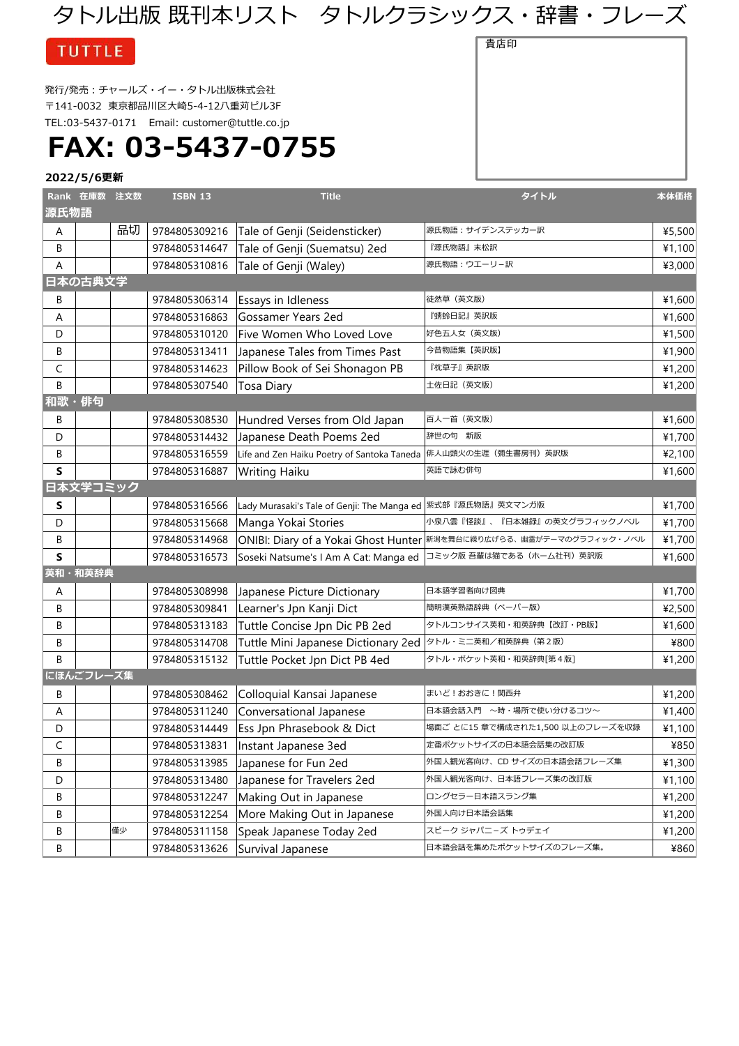# タトル出版 既刊本リスト　タトルクラシックス・辞書・フレーズ

TUTTLE

貴店印

発行/発売：チャールズ・イー・タトル出版株式会社
〒141-0032　東京都品川区大崎5-4-12八重苅ビル3F
TEL:03-5437-0171　Email: customer@tuttle.co.jp

# FAX: 03-5437-0755

**2022/5/6更新**

| Rank | 在庫数 | 注文数 | ISBN 13 | Title | タイトル | 本体価格 |
|---|---|---|---|---|---|---|
| **源氏物語** | | | | | | |
| A | | 品切 | 9784805309216 | Tale of Genji (Seidensticker) | 源氏物語：サイデンステッカー訳 | ¥5,500 |
| B | | | 9784805314647 | Tale of Genji (Suematsu) 2ed | 『源氏物語』末松訳 | ¥1,100 |
| A | | | 9784805310816 | Tale of Genji (Waley) | 源氏物語：ウエーリー訳 | ¥3,000 |
| **日本の古典文学** | | | | | | |
| B | | | 9784805306314 | Essays in Idleness | 徒然草（英文版） | ¥1,600 |
| A | | | 9784805316863 | Gossamer Years 2ed | 『蜻蛉日記』英訳版 | ¥1,600 |
| D | | | 9784805310120 | Five Women Who Loved Love | 好色五人女（英文版） | ¥1,500 |
| B | | | 9784805313411 | Japanese Tales from Times Past | 今昔物語集【英訳版】 | ¥1,900 |
| C | | | 9784805314623 | Pillow Book of Sei Shonagon PB | 『枕草子』英訳版 | ¥1,200 |
| B | | | 9784805307540 | Tosa Diary | 土佐日記（英文版） | ¥1,200 |
| **和歌・俳句** | | | | | | |
| B | | | 9784805308530 | Hundred Verses from Old Japan | 百人一首（英文版） | ¥1,600 |
| D | | | 9784805314432 | Japanese Death Poems 2ed | 辞世の句　新版 | ¥1,700 |
| B | | | 9784805316559 | Life and Zen Haiku Poetry of Santoka Taneda | 俳人山頭火の生涯（彌生書房刊）英訳版 | ¥2,100 |
| **S** | | | 9784805316887 | Writing Haiku | 英語で詠む俳句 | ¥1,600 |
| **日本文学コミック** | | | | | | |
| **S** | | | 9784805316566 | Lady Murasaki's Tale of Genji: The Manga ed | 紫式部『源氏物語』英文マンガ版 | ¥1,700 |
| D | | | 9784805315668 | Manga Yokai Stories | 小泉八雲『怪談』、『日本雑録』の英文グラフィックノベル | ¥1,700 |
| B | | | 9784805314968 | ONIBI: Diary of a Yokai Ghost Hunter | 新潟を舞台に繰り広げる、幽霊がテーマのグラフィック・ノベル | ¥1,700 |
| **S** | | | 9784805316573 | Soseki Natsume's I Am A Cat: Manga ed | コミック版 吾輩は猫である（ホーム社刊）英訳版 | ¥1,600 |
| **英和・和英辞典** | | | | | | |
| A | | | 9784805308998 | Japanese Picture Dictionary | 日本語学習者向け図典 | ¥1,700 |
| B | | | 9784805309841 | Learner's Jpn Kanji Dict | 簡明漢英熟語辞典（ペーパー版） | ¥2,500 |
| B | | | 9784805313183 | Tuttle Concise Jpn Dic PB 2ed | タトルコンサイス英和・和英辞典【改訂・PB版】 | ¥1,600 |
| B | | | 9784805314708 | Tuttle Mini Japanese Dictionary 2ed | タトル・ミニ英和／和英辞典（第２版） | ¥800 |
| B | | | 9784805315132 | Tuttle Pocket Jpn Dict PB 4ed | タトル・ポケット英和・和英辞典[第４版] | ¥1,200 |
| **にほんごフレーズ集** | | | | | | |
| B | | | 9784805308462 | Colloquial Kansai Japanese | まいど！おおきに！関西弁 | ¥1,200 |
| A | | | 9784805311240 | Conversational Japanese | 日本語会話入門　～時・場所で使い分けるコツ～ | ¥1,400 |
| D | | | 9784805314449 | Ess Jpn Phrasebook & Dict | 場面ごとに15 章で構成された1,500 以上のフレーズを収録 | ¥1,100 |
| C | | | 9784805313831 | Instant Japanese 3ed | 定番ポケットサイズの日本語会話集の改訂版 | ¥850 |
| B | | | 9784805313985 | Japanese for Fun 2ed | 外国人観光客向け、CD サイズの日本語会話フレーズ集 | ¥1,300 |
| D | | | 9784805313480 | Japanese for Travelers 2ed | 外国人観光客向け、日本語フレーズ集の改訂版 | ¥1,100 |
| B | | | 9784805312247 | Making Out in Japanese | ロングセラー日本語スラング集 | ¥1,200 |
| B | | | 9784805312254 | More Making Out in Japanese | 外国人向け日本語会話集 | ¥1,200 |
| B | | 僅少 | 9784805311158 | Speak Japanese Today 2ed | スピーク ジャパニーズ トゥデイ | ¥1,200 |
| B | | | 9784805313626 | Survival Japanese | 日本語会話を集めたポケットサイズのフレーズ集。 | ¥860 |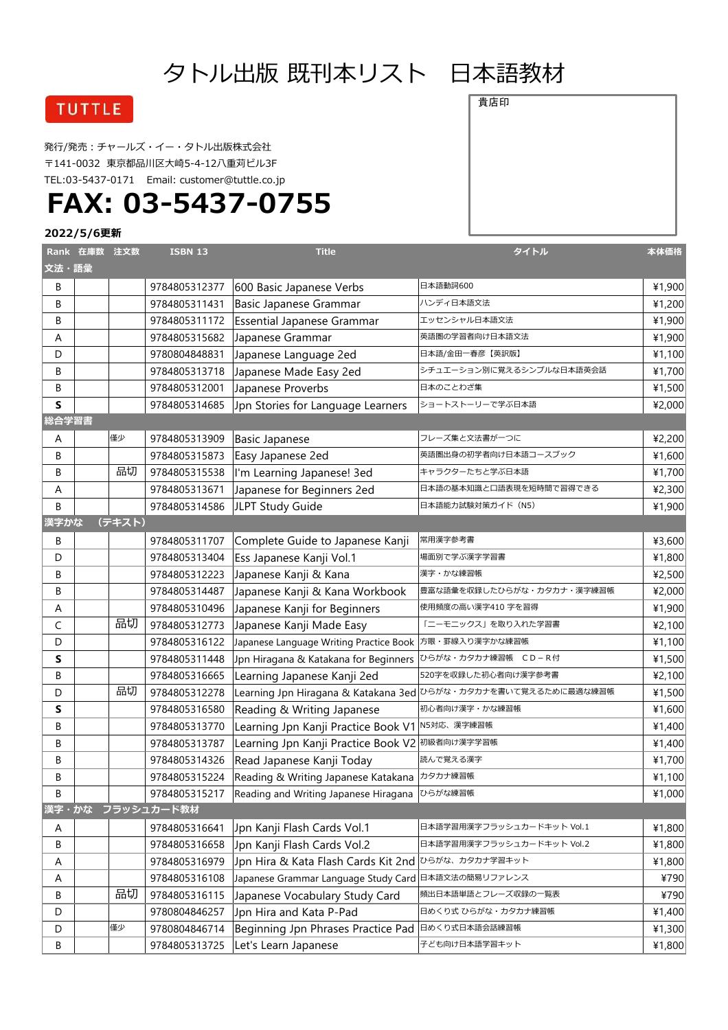# タトル出版 既刊本リスト　日本語教材

TUTTLE

発行/発売：チャールズ・イー・タトル出版株式会社
〒141-0032　東京都品川区大崎5-4-12八重苅ビル3F
TEL:03-5437-0171　Email: customer@tuttle.co.jp

# FAX: 03-5437-0755

貴店印

**2022/5/6更新**

| Rank | 在庫数 | 注文数 | ISBN 13 | Title | タイトル | 本体価格 |
|---|---|---|---|---|---|---|
| **文法・語彙** | | | | | | |
| B | | | 9784805312377 | 600 Basic Japanese Verbs | 日本語動詞600 | ¥1,900 |
| B | | | 9784805311431 | Basic Japanese Grammar | ハンディ日本語文法 | ¥1,200 |
| B | | | 9784805311172 | Essential Japanese Grammar | エッセンシャル日本語文法 | ¥1,900 |
| A | | | 9784805315682 | Japanese Grammar | 英語圏の学習者向け日本語文法 | ¥1,900 |
| D | | | 9780804848831 | Japanese Language 2ed | 日本語/金田一春彦【英訳版】 | ¥1,100 |
| B | | | 9784805313718 | Japanese Made Easy 2ed | シチュエーション別に覚えるシンプルな日本語英会話 | ¥1,700 |
| B | | | 9784805312001 | Japanese Proverbs | 日本のことわざ集 | ¥1,500 |
| **S** | | | 9784805314685 | Jpn Stories for Language Learners | ショートストーリーで学ぶ日本語 | ¥2,000 |
| **総合学習書** | | | | | | |
| A | 僅少 | | 9784805313909 | Basic Japanese | フレーズ集と文法書が一つに | ¥2,200 |
| B | | | 9784805315873 | Easy Japanese 2ed | 英語圏出身の初学者向け日本語コースブック | ¥1,600 |
| B | 品切 | | 9784805315538 | I'm Learning Japanese! 3ed | キャラクターたちと学ぶ日本語 | ¥1,700 |
| A | | | 9784805313671 | Japanese for Beginners 2ed | 日本語の基本知識と口語表現を短時間で習得できる | ¥2,300 |
| B | | | 9784805314586 | JLPT Study Guide | 日本語能力試験対策ガイド（N5） | ¥1,900 |
| **漢字かな　（テキスト）** | | | | | | |
| B | | | 9784805311707 | Complete Guide to Japanese Kanji | 常用漢字参考書 | ¥3,600 |
| D | | | 9784805313404 | Ess Japanese Kanji Vol.1 | 場面別で学ぶ漢字学習書 | ¥1,800 |
| B | | | 9784805312223 | Japanese Kanji & Kana | 漢字・かな練習帳 | ¥2,500 |
| B | | | 9784805314487 | Japanese Kanji & Kana Workbook | 豊富な語彙を収録したひらがな・カタカナ・漢字練習帳 | ¥2,000 |
| A | | | 9784805310496 | Japanese Kanji for Beginners | 使用頻度の高い漢字410 字を習得 | ¥1,900 |
| C | 品切 | | 9784805312773 | Japanese Kanji Made Easy | 「ニーモニックス」を取り入れた学習書 | ¥2,100 |
| D | | | 9784805316122 | Japanese Language Writing Practice Book | 方眼・罫線入り漢字かな練習帳 | ¥1,100 |
| **S** | | | 9784805311448 | Jpn Hiragana & Katakana for Beginners | ひらがな・カタカナ練習帳　ＣＤ－Ｒ付 | ¥1,500 |
| B | | | 9784805316665 | Learning Japanese Kanji 2ed | 520字を収録した初心者向け漢字参考書 | ¥2,100 |
| D | 品切 | | 9784805312278 | Learning Jpn Hiragana & Katakana 3ed | ひらがな・カタカナを書いて覚えるために最適な練習帳 | ¥1,500 |
| **S** | | | 9784805316580 | Reading & Writing Japanese | 初心者向け漢字・かな練習帳 | ¥1,600 |
| B | | | 9784805313770 | Learning Jpn Kanji Practice Book V1 | N5対応、漢字練習帳 | ¥1,400 |
| B | | | 9784805313787 | Learning Jpn Kanji Practice Book V2 | 初級者向け漢字学習帳 | ¥1,400 |
| B | | | 9784805314326 | Read Japanese Kanji Today | 読んで覚える漢字 | ¥1,700 |
| B | | | 9784805315224 | Reading & Writing Japanese Katakana | カタカナ練習帳 | ¥1,100 |
| B | | | 9784805315217 | Reading and Writing Japanese Hiragana | ひらがな練習帳 | ¥1,000 |
| **漢字・かな　フラッシュカード教材** | | | | | | |
| A | | | 9784805316641 | Jpn Kanji Flash Cards Vol.1 | 日本語学習用漢字フラッシュカードキット Vol.1 | ¥1,800 |
| B | | | 9784805316658 | Jpn Kanji Flash Cards Vol.2 | 日本語学習用漢字フラッシュカードキット Vol.2 | ¥1,800 |
| A | | | 9784805316979 | Jpn Hira & Kata Flash Cards Kit 2nd | ひらがな、カタカナ学習キット | ¥1,800 |
| A | | | 9784805316108 | Japanese Grammar Language Study Card | 日本語文法の簡易リファレンス | ¥790 |
| B | 品切 | | 9784805316115 | Japanese Vocabulary Study Card | 頻出日本語単語とフレーズ収録の一覧表 | ¥790 |
| D | | | 9780804846257 | Jpn Hira and Kata P-Pad | 日めくり式 ひらがな・カタカナ練習帳 | ¥1,400 |
| D | 僅少 | | 9780804846714 | Beginning Jpn Phrases Practice Pad | 日めくり式日本語会話練習帳 | ¥1,300 |
| B | | | 9784805313725 | Let's Learn Japanese | 子ども向け日本語学習キット | ¥1,800 |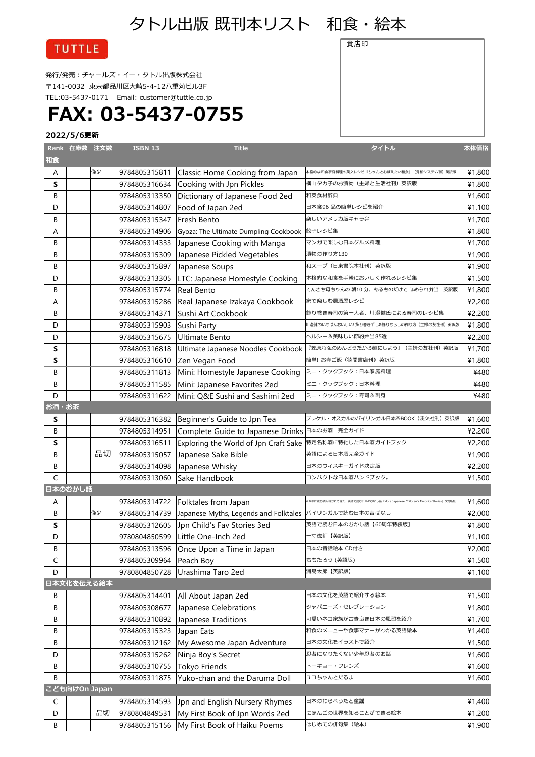# タトル出版 既刊本リスト　和食・絵本

TUTTLE

発行/発売：チャールズ・イー・タトル出版株式会社
〒141-0032 東京都品川区大崎5-4-12八重苅ビル3F
TEL:03-5437-0171　Email: customer@tuttle.co.jp

# FAX: 03-5437-0755

貴店印

**2022/5/6更新**

| Rank | 在庫数 | 注文数 | ISBN 13 | Title | タイトル | 本体価格 |
|---|---|---|---|---|---|---|
| **和食** | | | | | | |
| A | | 僅少 | 9784805315811 | Classic Home Cooking from Japan | 本格的な和食家庭料理の英文レシピ『ちゃんとおぼえたい和食』（秀和システム刊）英訳版 | ¥1,800 |
| **S** | | | 9784805316634 | Cooking with Jpn Pickles | 横山タカ子のお漬物（主婦と生活社刊）英訳版 | ¥1,800 |
| B | | | 9784805313350 | Dictionary of Japanese Food 2ed | 和英食材辞典 | ¥1,600 |
| D | | | 9784805314807 | Food of Japan 2ed | 日本食96 品の簡単レシピを紹介 | ¥1,100 |
| B | | | 9784805315347 | Fresh Bento | 楽しいアメリカ版キャラ弁 | ¥1,700 |
| A | | | 9784805314906 | Gyoza: The Ultimate Dumpling Cookbook | 餃子レシピ集 | ¥1,800 |
| B | | | 9784805314333 | Japanese Cooking with Manga | マンガで楽しむ日本グルメ料理 | ¥1,700 |
| B | | | 9784805315309 | Japanese Pickled Vegetables | 漬物の作り方130 | ¥1,900 |
| B | | | 9784805315897 | Japanese Soups | 和スープ（日東書院本社刊）英訳版 | ¥1,900 |
| D | | | 9784805313305 | LTC: Japanese Homestyle Cooking | 本格的な和食を手軽においしく作れるレシピ集 | ¥1,500 |
| B | | | 9784805315774 | Real Bento | てんきち母ちゃんの 朝10 分、あるものだけで ほめられ弁当　英訳版 | ¥1,800 |
| A | | | 9784805315286 | Real Japanese Izakaya Cookbook | 家で楽しむ居酒屋レシピ | ¥2,200 |
| B | | | 9784805314371 | Sushi Art Cookbook | 飾り巻き寿司の第一人者、川澄健氏による寿司のレシピ集 | ¥2,200 |
| D | | | 9784805315903 | Sushi Party | 川澄健のいちばんおいしい! 飾り巻きずし&飾りちらしの作り方（主婦の友社刊）英訳版 | ¥1,800 |
| D | | | 9784805315675 | Ultimate Bento | ヘルシー＆美味しい節約弁当85選 | ¥2,200 |
| **S** | | | 9784805316818 | Ultimate Japanese Noodles Cookbook | 『笠原将弘のめんどうだから麺にしよう』（主婦の友社刊）英訳版 | ¥1,700 |
| **S** | | | 9784805316610 | Zen Vegan Food | 簡単! お寺ご飯（徳間書店刊）英訳版 | ¥1,800 |
| B | | | 9784805311813 | Mini: Homestyle Japanese Cooking | ミニ・クックブック：日本家庭料理 | ¥480 |
| B | | | 9784805311585 | Mini: Japanese Favorites 2ed | ミニ・クックブック：日本料理 | ¥480 |
| D | | | 9784805311622 | Mini: Q&E Sushi and Sashimi 2ed | ミニ・クックブック：寿司＆刺身 | ¥480 |
| **お酒・お茶** | | | | | | |
| **S** | | | 9784805316382 | Beginner's Guide to Jpn Tea | ブレケル・オスカルのバイリンガル日本茶BOOK（淡交社刊）英訳版 | ¥1,600 |
| B | | | 9784805314951 | Complete Guide to Japanese Drinks | 日本のお酒　完全ガイド | ¥2,200 |
| **S** | | | 9784805316511 | Exploring the World of Jpn Craft Sake | 特定名称酒に特化した日本酒ガイドブック | ¥2,200 |
| B | | 品切 | 9784805315057 | Japanese Sake Bible | 英語による日本酒完全ガイド | ¥1,900 |
| B | | | 9784805314098 | Japanese Whisky | 日本のウィスキーガイド決定版 | ¥2,200 |
| C | | | 9784805313060 | Sake Handbook | コンパクトな日本酒ハンドブック。 | ¥1,500 |
| **日本のむかし話** | | | | | | |
| A | | | 9784805314722 | Folktales from Japan | 60年に渡り読み継がれてきた、英語で読む日本のむかし話『More Japanese Children's Favorite Stories』改定新版 | ¥1,600 |
| B | | 僅少 | 9784805314739 | Japanese Myths, Legends and Folktales | バイリンガルで読む日本の昔ばなし | ¥2,000 |
| **S** | | | 9784805312605 | Jpn Child's Fav Stories 3ed | 英語で読む日本のむかし話【60周年特装版】 | ¥1,800 |
| D | | | 9780804850599 | Little One-Inch 2ed | 一寸法師【英訳版】 | ¥1,100 |
| B | | | 9784805313596 | Once Upon a Time in Japan | 日本の昔話絵本 CD付き | ¥2,000 |
| C | | | 9784805309964 | Peach Boy | ももたろう (英語版) | ¥1,500 |
| D | | | 9780804850728 | Urashima Taro 2ed | 浦島太郎【英訳版】 | ¥1,100 |
| **日本文化を伝える絵本** | | | | | | |
| B | | | 9784805314401 | All About Japan 2ed | 日本の文化を英語で紹介する絵本 | ¥1,500 |
| B | | | 9784805308677 | Japanese Celebrations | ジャパニーズ・セレブレーション | ¥1,800 |
| B | | | 9784805310892 | Japanese Traditions | 可愛いネコ家族が古き良き日本の風習を紹介 | ¥1,700 |
| B | | | 9784805315323 | Japan Eats | 和食のメニューや食事マナーがわかる英語絵本 | ¥1,400 |
| B | | | 9784805312162 | My Awesome Japan Adventure | 日本の文化をイラストで紹介 | ¥1,500 |
| D | | | 9784805315262 | Ninja Boy's Secret | 忍者になりたくない少年忍者のお話 | ¥1,600 |
| B | | | 9784805310755 | Tokyo Friends | トーキョー・フレンズ | ¥1,600 |
| B | | | 9784805311875 | Yuko-chan and the Daruma Doll | ユコちゃんとだるま | ¥1,600 |
| **こども向けOn Japan** | | | | | | |
| C | | | 9784805314593 | Jpn and English Nursery Rhymes | 日本のわらべうたと童謡 | ¥1,400 |
| D | | 品切 | 9780804849531 | My First Book of Jpn Words 2ed | にほんごの世界を知ることができる絵本 | ¥1,200 |
| B | | | 9784805315156 | My First Book of Haiku Poems | はじめての俳句集（絵本） | ¥1,900 |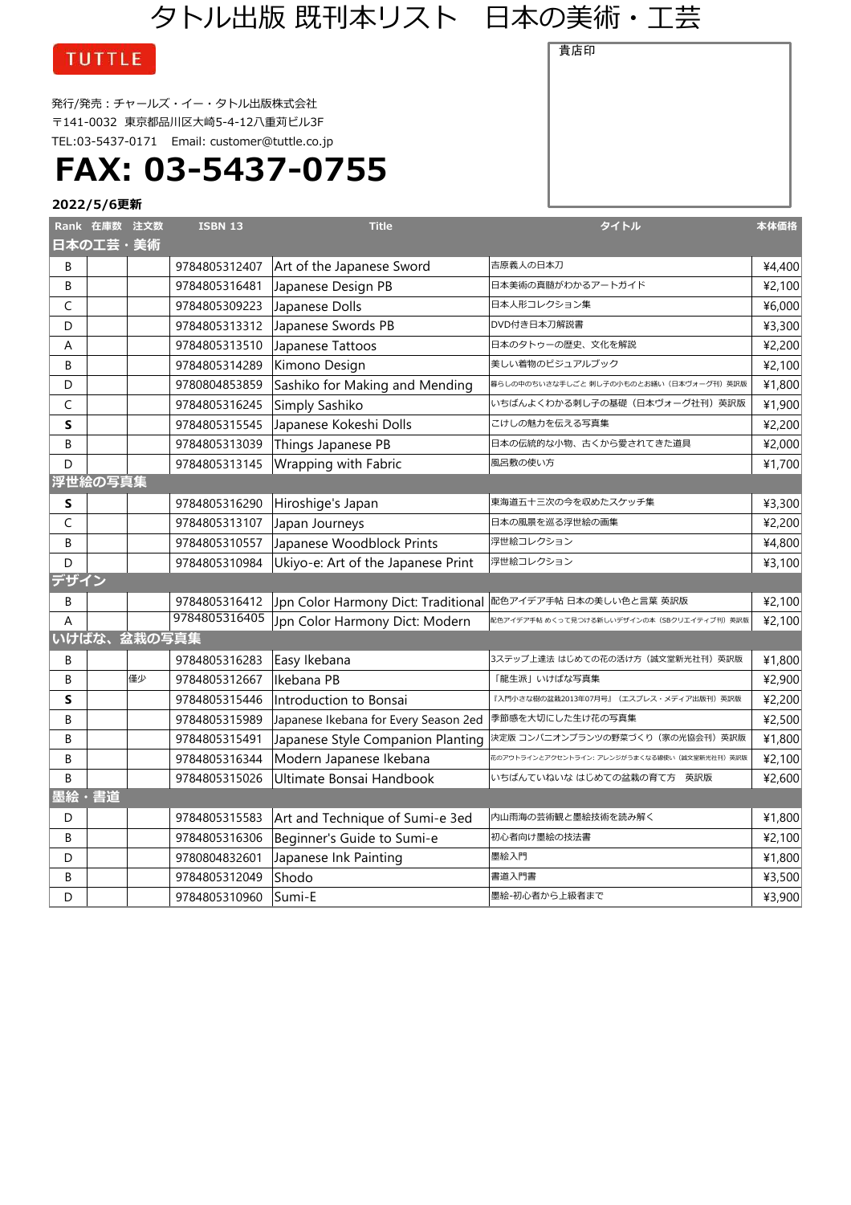# タトル出版 既刊本リスト　日本の美術・工芸

TUTTLE

発行/発売：チャールズ・イー・タトル出版株式会社
〒141-0032　東京都品川区大崎5-4-12八重苅ビル3F
TEL:03-5437-0171　Email: customer@tuttle.co.jp

**FAX: 03-5437-0755**

貴店印

**2022/5/6更新**

| Rank | 在庫数 | 注文数 | ISBN 13 | Title | タイトル | 本体価格 |
|---|---|---|---|---|---|---|
| **日本の工芸・美術** | | | | | | |
| B | | | 9784805312407 | Art of the Japanese Sword | 吉原義人の日本刀 | ¥4,400 |
| B | | | 9784805316481 | Japanese Design PB | 日本美術の真髄がわかるアートガイド | ¥2,100 |
| C | | | 9784805309223 | Japanese Dolls | 日本人形コレクション集 | ¥6,000 |
| D | | | 9784805313312 | Japanese Swords PB | DVD付き日本刀解説書 | ¥3,300 |
| A | | | 9784805313510 | Japanese Tattoos | 日本のタトゥーの歴史、文化を解説 | ¥2,200 |
| B | | | 9784805314289 | Kimono Design | 美しい着物のビジュアルブック | ¥2,100 |
| D | | | 9780804853859 | Sashiko for Making and Mending | 暮らしの中のちいさな手しごと 刺し子の小ものとお繕い（日本ヴォーグ社刊）英訳版 | ¥1,800 |
| C | | | 9784805316245 | Simply Sashiko | いちばんよくわかる刺し子の基礎（日本ヴォーグ社刊）英訳版 | ¥1,900 |
| **S** | | | 9784805315545 | Japanese Kokeshi Dolls | こけしの魅力を伝える写真集 | ¥2,200 |
| B | | | 9784805313039 | Things Japanese PB | 日本の伝統的な小物、古くから愛されてきた道具 | ¥2,000 |
| D | | | 9784805313145 | Wrapping with Fabric | 風呂敷の使い方 | ¥1,700 |
| **浮世絵の写真集** | | | | | | |
| **S** | | | 9784805316290 | Hiroshige's Japan | 東海道五十三次の今を収めたスケッチ集 | ¥3,300 |
| C | | | 9784805313107 | Japan Journeys | 日本の風景を巡る浮世絵の画集 | ¥2,200 |
| B | | | 9784805310557 | Japanese Woodblock Prints | 浮世絵コレクション | ¥4,800 |
| D | | | 9784805310984 | Ukiyo-e: Art of the Japanese Print | 浮世絵コレクション | ¥3,100 |
| **デザイン** | | | | | | |
| B | | | 9784805316412 | Jpn Color Harmony Dict: Traditional | 配色アイデア手帖 日本の美しい色と言葉 英訳版 | ¥2,100 |
| A | | | 9784805316405 | Jpn Color Harmony Dict: Modern | 配色アイデア手帖 めくって見つける新しいデザインの本（SBクリエイティブ刊）英訳版 | ¥2,100 |
| **いけばな、盆栽の写真集** | | | | | | |
| B | | | 9784805316283 | Easy Ikebana | 3ステップ上達法 はじめての花の活け方（誠文堂新光社刊）英訳版 | ¥1,800 |
| B | | 僅少 | 9784805312667 | Ikebana PB | 「龍生派」いけばな写真集 | ¥2,900 |
| **S** | | | 9784805315446 | Introduction to Bonsai | 『入門小さな樹の盆栽2013年07月号』（エスプレス・メディア出版刊）英訳版 | ¥2,200 |
| B | | | 9784805315989 | Japanese Ikebana for Every Season 2ed | 季節感を大切にした生け花の写真集 | ¥2,500 |
| B | | | 9784805315491 | Japanese Style Companion Planting | 決定版 コンパニオンプランツの野菜づくり（家の光協会刊）英訳版 | ¥1,800 |
| B | | | 9784805316344 | Modern Japanese Ikebana | 花のアウトラインとアクセントライン: アレンジがうまくなる線使い（誠文堂新光社刊）英訳版 | ¥2,100 |
| B | | | 9784805315026 | Ultimate Bonsai Handbook | いちばんていねいな はじめての盆栽の育て方　英訳版 | ¥2,600 |
| **墨絵・書道** | | | | | | |
| D | | | 9784805315583 | Art and Technique of Sumi-e 3ed | 内山雨海の芸術観と墨絵技術を読み解く | ¥1,800 |
| B | | | 9784805316306 | Beginner's Guide to Sumi-e | 初心者向け墨絵の技法書 | ¥2,100 |
| D | | | 9780804832601 | Japanese Ink Painting | 墨絵入門 | ¥1,800 |
| B | | | 9784805312049 | Shodo | 書道入門書 | ¥3,500 |
| D | | | 9784805310960 | Sumi-E | 墨絵-初心者から上級者まで | ¥3,900 |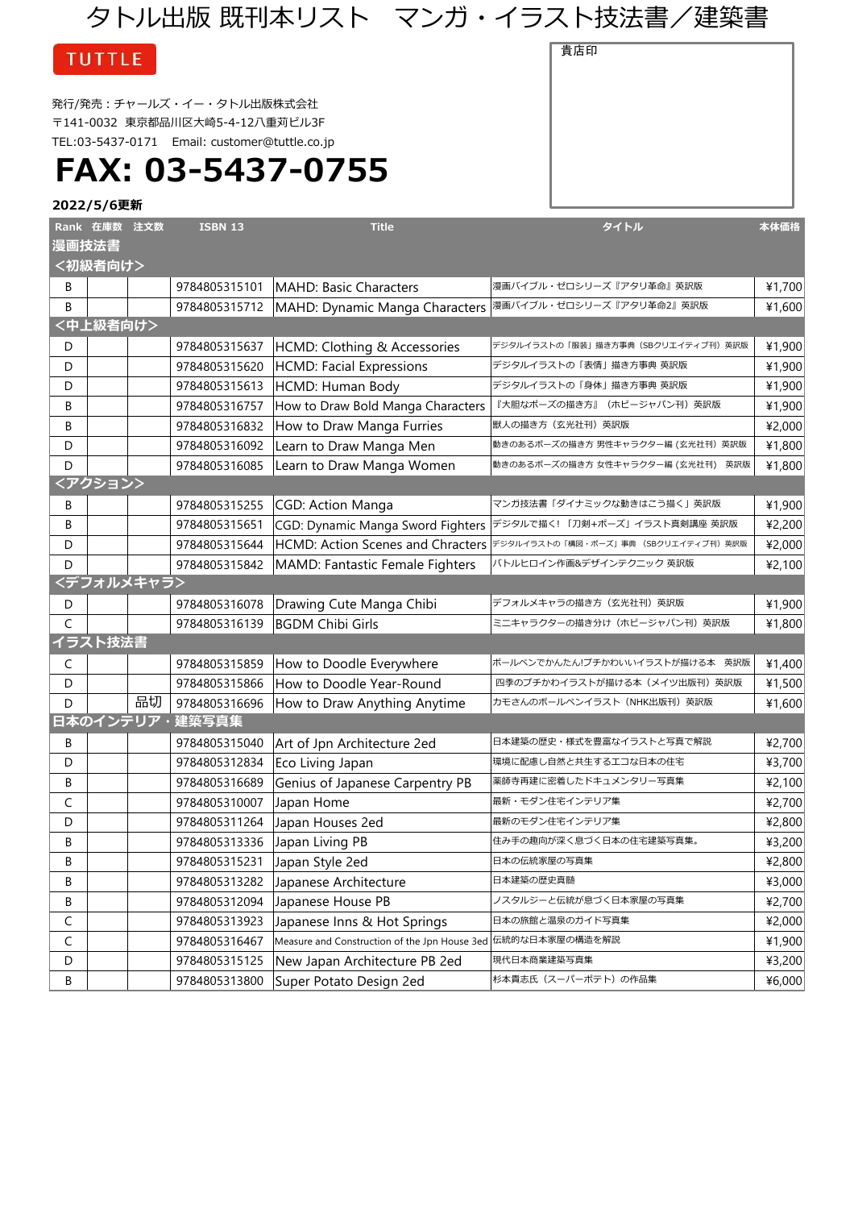# タトル出版 既刊本リスト　マンガ・イラスト技法書／建築書

TUTTLE

貴店印

発行/発売：チャールズ・イー・タトル出版株式会社
〒141-0032　東京都品川区大崎5-4-12八重苅ビル3F
TEL:03-5437-0171　Email: customer@tuttle.co.jp

# FAX: 03-5437-0755

**2022/5/6更新**

| Rank | 在庫数 | 注文数 | ISBN 13 | Title | タイトル | 本体価格 |
|---|---|---|---|---|---|---|
| **漫画技法書** | | | | | | |
| **<初級者向け>** | | | | | | |
| B | | | 9784805315101 | MAHD: Basic Characters | 漫画バイブル・ゼロシリーズ『アタリ革命』英訳版 | ¥1,700 |
| B | | | 9784805315712 | MAHD: Dynamic Manga Characters | 漫画バイブル・ゼロシリーズ『アタリ革命2』英訳版 | ¥1,600 |
| **<中上級者向け>** | | | | | | |
| D | | | 9784805315637 | HCMD: Clothing & Accessories | デジタルイラストの「服装」描き方事典（SBクリエイティブ刊）英訳版 | ¥1,900 |
| D | | | 9784805315620 | HCMD: Facial Expressions | デジタルイラストの「表情」描き方事典 英訳版 | ¥1,900 |
| D | | | 9784805315613 | HCMD: Human Body | デジタルイラストの「身体」描き方事典 英訳版 | ¥1,900 |
| B | | | 9784805316757 | How to Draw Bold Manga Characters | 『大胆なポーズの描き方』（ホビージャパン刊）英訳版 | ¥1,900 |
| B | | | 9784805316832 | How to Draw Manga Furries | 獣人の描き方（玄光社刊）英訳版 | ¥2,000 |
| D | | | 9784805316092 | Learn to Draw Manga Men | 動きのあるポーズの描き方 男性キャラクター編（玄光社刊）英訳版 | ¥1,800 |
| D | | | 9784805316085 | Learn to Draw Manga Women | 動きのあるポーズの描き方 女性キャラクター編（玄光社刊） 英訳版 | ¥1,800 |
| **<アクション>** | | | | | | |
| B | | | 9784805315255 | CGD: Action Manga | マンガ技法書「ダイナミックな動きはこう描く」英訳版 | ¥1,900 |
| B | | | 9784805315651 | CGD: Dynamic Manga Sword Fighters | デジタルで描く！「刀剣+ポーズ」イラスト真剣講座 英訳版 | ¥2,200 |
| D | | | 9784805315644 | HCMD: Action Scenes and Chracters | デジタルイラストの「構図・ポーズ」事典（SBクリエイティブ刊）英訳版 | ¥2,000 |
| D | | | 9784805315842 | MAMD: Fantastic Female Fighters | バトルヒロイン作画&デザインテクニック 英訳版 | ¥2,100 |
| **<デフォルメキャラ>** | | | | | | |
| D | | | 9784805316078 | Drawing Cute Manga Chibi | デフォルメキャラの描き方（玄光社刊）英訳版 | ¥1,900 |
| C | | | 9784805316139 | BGDM Chibi Girls | ミニキャラクターの描き分け（ホビージャパン刊）英訳版 | ¥1,800 |
| **イラスト技法書** | | | | | | |
| C | | | 9784805315859 | How to Doodle Everywhere | ボールペンでかんたん!プチかわいいイラストが描ける本　英訳版 | ¥1,400 |
| D | | | 9784805315866 | How to Doodle Year-Round | 四季のプチかわイラストが描ける本（メイツ出版刊）英訳版 | ¥1,500 |
| D | | 品切 | 9784805316696 | How to Draw Anything Anytime | カモさんのボールペンイラスト（NHK出版刊）英訳版 | ¥1,600 |
| **日本のインテリア・建築写真集** | | | | | | |
| B | | | 9784805315040 | Art of Jpn Architecture 2ed | 日本建築の歴史・様式を豊富なイラストと写真で解説 | ¥2,700 |
| D | | | 9784805312834 | Eco Living Japan | 環境に配慮し自然と共生するエコな日本の住宅 | ¥3,700 |
| B | | | 9784805316689 | Genius of Japanese Carpentry PB | 薬師寺再建に密着したドキュメンタリー写真集 | ¥2,100 |
| C | | | 9784805310007 | Japan Home | 最新・モダン住宅インテリア集 | ¥2,700 |
| D | | | 9784805311264 | Japan Houses 2ed | 最新のモダン住宅インテリア集 | ¥2,800 |
| B | | | 9784805313336 | Japan Living PB | 住み手の趣向が深く息づく日本の住宅建築写真集。 | ¥3,200 |
| B | | | 9784805315231 | Japan Style 2ed | 日本の伝統家屋の写真集 | ¥2,800 |
| B | | | 9784805313282 | Japanese Architecture | 日本建築の歴史真髄 | ¥3,000 |
| B | | | 9784805312094 | Japanese House PB | ノスタルジーと伝統が息づく日本家屋の写真集 | ¥2,700 |
| C | | | 9784805313923 | Japanese Inns & Hot Springs | 日本の旅館と温泉のガイド写真集 | ¥2,000 |
| C | | | 9784805316467 | Measure and Construction of the Jpn House 3ed | 伝統的な日本家屋の構造を解説 | ¥1,900 |
| D | | | 9784805315125 | New Japan Architecture PB 2ed | 現代日本商業建築写真集 | ¥3,200 |
| B | | | 9784805313800 | Super Potato Design 2ed | 杉本貴志氏（スーパーポテト）の作品集 | ¥6,000 |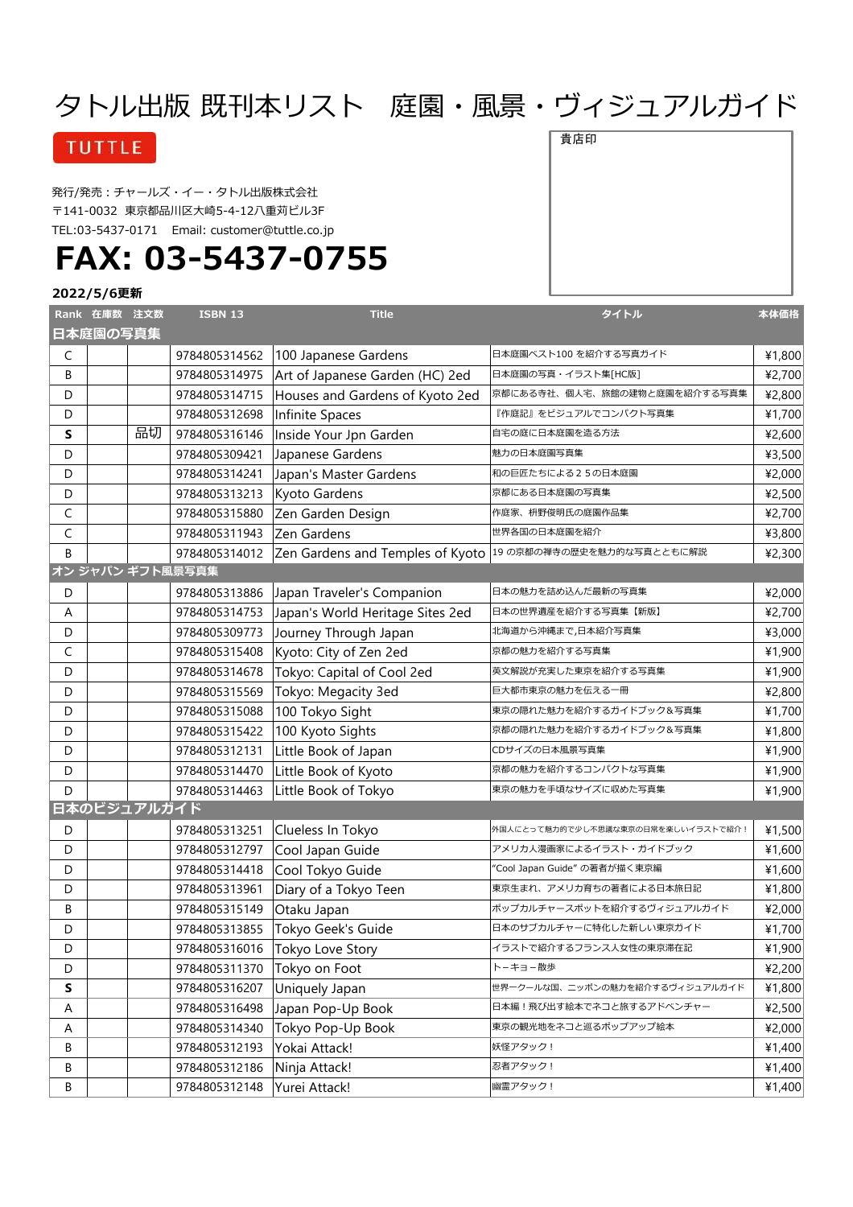# タトル出版 既刊本リスト　庭園・風景・ヴィジュアルガイド

TUTTLE

貴店印

発行/発売：チャールズ・イー・タトル出版株式会社
〒141-0032　東京都品川区大崎5-4-12八重苅ビル3F
TEL:03-5437-0171　Email: customer@tuttle.co.jp

# FAX: 03-5437-0755

**2022/5/6更新**

| Rank | 在庫数 | 注文数 | ISBN 13 | Title | タイトル | 本体価格 |
|---|---|---|---|---|---|---|
| **日本庭園の写真集** | | | | | | |
| C | | | 9784805314562 | 100 Japanese Gardens | 日本庭園ベスト100 を紹介する写真ガイド | ¥1,800 |
| B | | | 9784805314975 | Art of Japanese Garden (HC) 2ed | 日本庭園の写真・イラスト集[HC版] | ¥2,700 |
| D | | | 9784805314715 | Houses and Gardens of Kyoto 2ed | 京都にある寺社、個人宅、旅館の建物と庭園を紹介する写真集 | ¥2,800 |
| D | | | 9784805312698 | Infinite Spaces | 『作庭記』をビジュアルでコンパクト写真集 | ¥1,700 |
| **S** | | 品切 | 9784805316146 | Inside Your Jpn Garden | 自宅の庭に日本庭園を造る方法 | ¥2,600 |
| D | | | 9784805309421 | Japanese Gardens | 魅力の日本庭園写真集 | ¥3,500 |
| D | | | 9784805314241 | Japan's Master Gardens | 和の巨匠たちによる２５の日本庭園 | ¥2,000 |
| D | | | 9784805313213 | Kyoto Gardens | 京都にある日本庭園の写真集 | ¥2,500 |
| C | | | 9784805315880 | Zen Garden Design | 作庭家、枡野俊明氏の庭園作品集 | ¥2,700 |
| C | | | 9784805311943 | Zen Gardens | 世界各国の日本庭園を紹介 | ¥3,800 |
| B | | | 9784805314012 | Zen Gardens and Temples of Kyoto | 19 の京都の禅寺の歴史を魅力的な写真とともに解説 | ¥2,300 |
| **オン ジャパン ギフト風景写真集** | | | | | | |
| D | | | 9784805313886 | Japan Traveler's Companion | 日本の魅力を詰め込んだ最新の写真集 | ¥2,000 |
| A | | | 9784805314753 | Japan's World Heritage Sites 2ed | 日本の世界遺産を紹介する写真集【新版】 | ¥2,700 |
| D | | | 9784805309773 | Journey Through Japan | 北海道から沖縄まで,日本紹介写真集 | ¥3,000 |
| C | | | 9784805315408 | Kyoto: City of Zen 2ed | 京都の魅力を紹介する写真集 | ¥1,900 |
| D | | | 9784805314678 | Tokyo: Capital of Cool 2ed | 英文解説が充実した東京を紹介する写真集 | ¥1,900 |
| D | | | 9784805315569 | Tokyo: Megacity 3ed | 巨大都市東京の魅力を伝える一冊 | ¥2,800 |
| D | | | 9784805315088 | 100 Tokyo Sight | 東京の隠れた魅力を紹介するガイドブック&写真集 | ¥1,700 |
| D | | | 9784805315422 | 100 Kyoto Sights | 京都の隠れた魅力を紹介するガイドブック&写真集 | ¥1,800 |
| D | | | 9784805312131 | Little Book of Japan | CDサイズの日本風景写真集 | ¥1,900 |
| D | | | 9784805314470 | Little Book of Kyoto | 京都を紹介するコンパクトな写真集 | ¥1,900 |
| D | | | 9784805314463 | Little Book of Tokyo | 東京の魅力を手頃なサイズに収めた写真集 | ¥1,900 |
| **日本のビジュアルガイド** | | | | | | |
| D | | | 9784805313251 | Clueless In Tokyo | 外国人にとって魅力的で少し不思議な東京の日常を楽しいイラストで紹介！ | ¥1,500 |
| D | | | 9784805312797 | Cool Japan Guide | アメリカ人漫画家によるイラスト・ガイドブック | ¥1,600 |
| D | | | 9784805314418 | Cool Tokyo Guide | "Cool Japan Guide" の著者が描く東京編 | ¥1,600 |
| D | | | 9784805313961 | Diary of a Tokyo Teen | 東京生まれ、アメリカ育ちの著者による日本旅日記 | ¥1,800 |
| B | | | 9784805315149 | Otaku Japan | ポップカルチャースポットを紹介するヴィジュアルガイド | ¥2,000 |
| D | | | 9784805313855 | Tokyo Geek's Guide | 日本のサブカルチャーに特化した新しい東京ガイド | ¥1,700 |
| D | | | 9784805316016 | Tokyo Love Story | イラストで紹介するフランス人女性の東京滞在記 | ¥1,900 |
| D | | | 9784805311370 | Tokyo on Foot | トーキョー散歩 | ¥2,200 |
| **S** | | | 9784805316207 | Uniquely Japan | 世界一クールな国、ニッポンの魅力を紹介するヴィジュアルガイド | ¥1,800 |
| A | | | 9784805316498 | Japan Pop-Up Book | 日本編！飛び出す絵本でネコと旅するアドベンチャー | ¥2,500 |
| A | | | 9784805314340 | Tokyo Pop-Up Book | 東京の観光地をネコと巡るポップアップ絵本 | ¥2,000 |
| B | | | 9784805312193 | Yokai Attack! | 妖怪アタック！ | ¥1,400 |
| B | | | 9784805312186 | Ninja Attack! | 忍者アタック！ | ¥1,400 |
| B | | | 9784805312148 | Yurei Attack! | 幽霊アタック！ | ¥1,400 |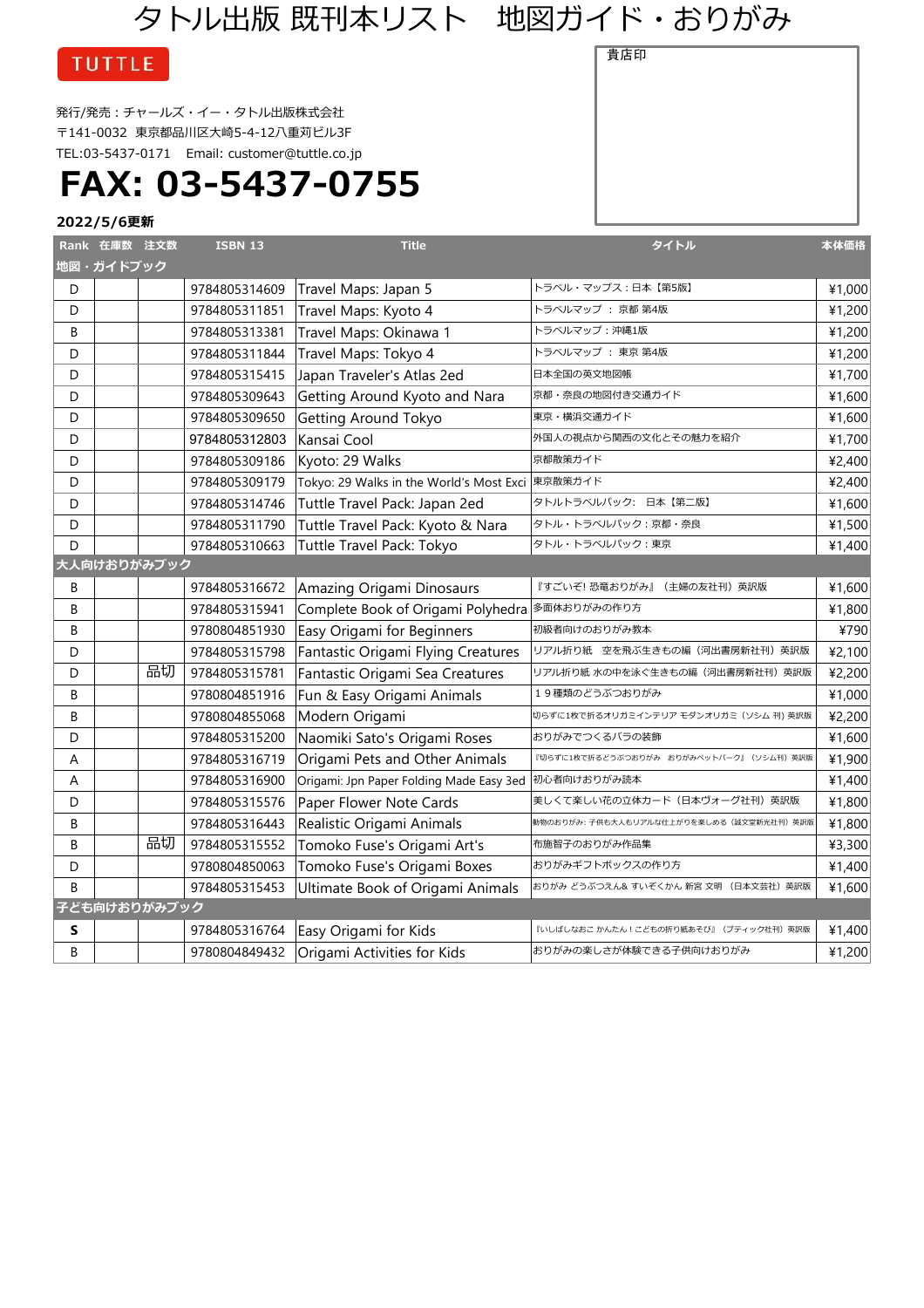# タトル出版 既刊本リスト　地図ガイド・おりがみ

TUTTLE

貴店印

発行/発売：チャールズ・イー・タトル出版株式会社
〒141-0032　東京都品川区大崎5-4-12八重苅ビル3F
TEL:03-5437-0171　Email: customer@tuttle.co.jp

## FAX: 03-5437-0755

**2022/5/6更新**

| Rank | 在庫数 | 注文数 | ISBN 13 | Title | タイトル | 本体価格 |
|---|---|---|---|---|---|---|
| **地図・ガイドブック** | | | | | | |
| D | | | 9784805314609 | Travel Maps: Japan 5 | トラベル・マップス：日本【第5版】 | ¥1,000 |
| D | | | 9784805311851 | Travel Maps: Kyoto 4 | トラベルマップ ： 京都 第4版 | ¥1,200 |
| B | | | 9784805313381 | Travel Maps: Okinawa 1 | トラベルマップ：沖縄1版 | ¥1,200 |
| D | | | 9784805311844 | Travel Maps: Tokyo 4 | トラベルマップ ： 東京 第4版 | ¥1,200 |
| D | | | 9784805315415 | Japan Traveler's Atlas 2ed | 日本全国の英文地図帳 | ¥1,700 |
| D | | | 9784805309643 | Getting Around Kyoto and Nara | 京都・奈良の地図付き交通ガイド | ¥1,600 |
| D | | | 9784805309650 | Getting Around Tokyo | 東京・横浜交通ガイド | ¥1,600 |
| D | | | 9784805312803 | Kansai Cool | 外国人の視点から関西の文化とその魅力を紹介 | ¥1,700 |
| D | | | 9784805309186 | Kyoto: 29 Walks | 京都散策ガイド | ¥2,400 |
| D | | | 9784805309179 | Tokyo: 29 Walks in the World's Most Exci | 東京散策ガイド | ¥2,400 |
| D | | | 9784805314746 | Tuttle Travel Pack: Japan 2ed | タトルトラベルパック: 日本【第二版】 | ¥1,600 |
| D | | | 9784805311790 | Tuttle Travel Pack: Kyoto & Nara | タトル・トラベルパック：京都・奈良 | ¥1,500 |
| D | | | 9784805310663 | Tuttle Travel Pack: Tokyo | タトル・トラベルパック：東京 | ¥1,400 |
| **大人向けおりがみブック** | | | | | | |
| B | | | 9784805316672 | Amazing Origami Dinosaurs | 『すごいぞ! 恐竜おりがみ』（主婦の友社刊）英訳版 | ¥1,600 |
| B | | | 9784805315941 | Complete Book of Origami Polyhedra | 多面体おりがみの作り方 | ¥1,800 |
| B | | | 9780804851930 | Easy Origami for Beginners | 初級者向けのおりがみ教本 | ¥790 |
| D | | | 9784805315798 | Fantastic Origami Flying Creatures | リアル折り紙　空を飛ぶ生きもの編（河出書房新社刊）英訳版 | ¥2,100 |
| D | | 品切 | 9784805315781 | Fantastic Origami Sea Creatures | リアル折り紙 水の中を泳ぐ生きもの編（河出書房新社刊）英訳版 | ¥2,200 |
| B | | | 9780804851916 | Fun & Easy Origami Animals | １９種類のどうぶつおりがみ | ¥1,000 |
| B | | | 9780804855068 | Modern Origami | 切らずに1枚で折るオリガミインテリア モダンオリガミ（ソシム 刊）英訳版 | ¥2,200 |
| D | | | 9784805315200 | Naomiki Sato's Origami Roses | おりがみでつくるバラの装飾 | ¥1,600 |
| A | | | 9784805316719 | Origami Pets and Other Animals | 『切らずに1枚で折るどうぶつおりがみ おりがみペットパーク』（ソシム刊）英訳版 | ¥1,900 |
| A | | | 9784805316900 | Origami: Jpn Paper Folding Made Easy 3ed | 初心者向けおりがみ読本 | ¥1,400 |
| D | | | 9784805315576 | Paper Flower Note Cards | 美しくて楽しい花の立体カード（日本ヴォーグ社刊）英訳版 | ¥1,800 |
| B | | | 9784805316443 | Realistic Origami Animals | 動物のおりがみ: 子供も大人もリアルな仕上がりを楽しめる（誠文堂新光社刊）英訳版 | ¥1,800 |
| B | | 品切 | 9784805315552 | Tomoko Fuse's Origami Art's | 布施智子のおりがみ作品集 | ¥3,300 |
| D | | | 9780804850063 | Tomoko Fuse's Origami Boxes | おりがみギフトボックスの作り方 | ¥1,400 |
| B | | | 9784805315453 | Ultimate Book of Origami Animals | おりがみ どうぶつえん& すいぞくかん 新宮 文明 （日本文芸社）英訳版 | ¥1,600 |
| **子ども向けおりがみブック** | | | | | | |
| **S** | | | 9784805316764 | Easy Origami for Kids | 『いしばしなおこ かんたん！こどもの折り紙あそび』（ブティック社刊）英訳版 | ¥1,400 |
| B | | | 9780804849432 | Origami Activities for Kids | おりがみの楽しさが体験できる子供向けおりがみ | ¥1,200 |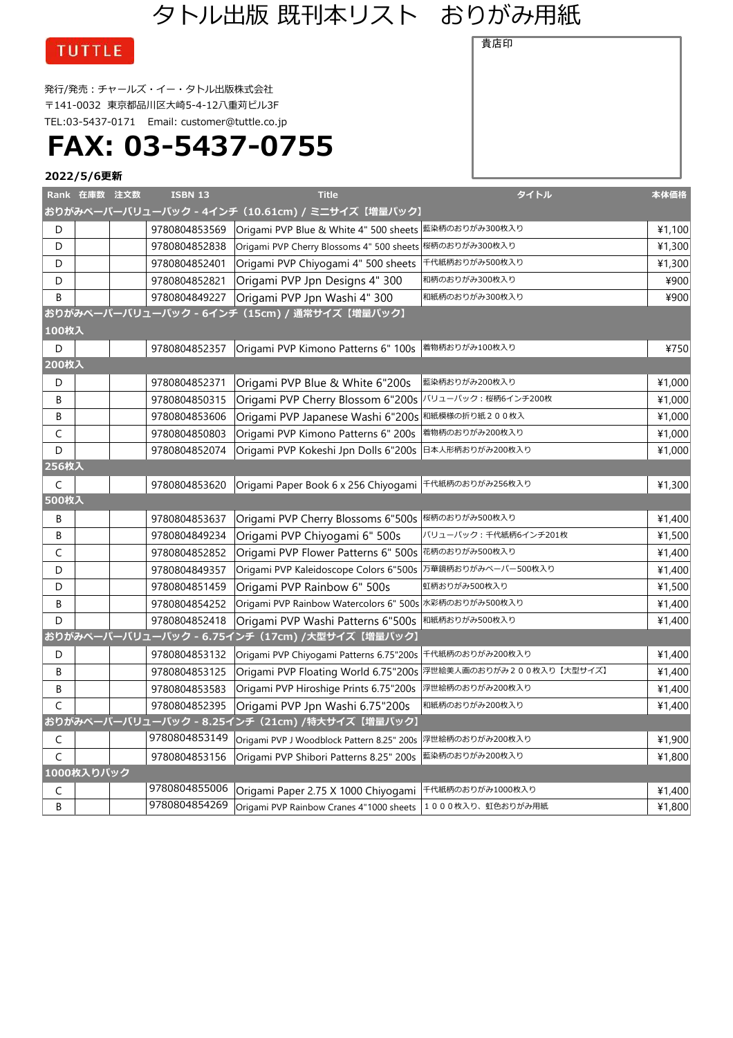# タトル出版 既刊本リスト　おりがみ用紙

TUTTLE

貴店印

発行/発売：チャールズ・イー・タトル出版株式会社
〒141-0032 東京都品川区大崎5-4-12八重苅ビル3F
TEL:03-5437-0171　Email: customer@tuttle.co.jp

# FAX: 03-5437-0755

**2022/5/6更新**

| Rank | 在庫数 | 注文数 | ISBN 13 | Title | タイトル | 本体価格 |
|---|---|---|---|---|---|---|
| **おりがみペーパーバリューパック - 4インチ（10.61cm）/ ミニサイズ【増量パック】** | | | | | | |
| D | | | 9780804853569 | Origami PVP Blue & White 4" 500 sheets | 藍染柄のおりがみ300枚入り | ¥1,100 |
| D | | | 9780804852838 | Origami PVP Cherry Blossoms 4" 500 sheets | 桜柄のおりがみ300枚入り | ¥1,300 |
| D | | | 9780804852401 | Origami PVP Chiyogami 4" 500 sheets | 千代紙柄のおりがみ500枚入り | ¥1,300 |
| D | | | 9780804852821 | Origami PVP Jpn Designs 4" 300 | 和柄のおりがみ300枚入り | ¥900 |
| B | | | 9780804849227 | Origami PVP Jpn Washi 4" 300 | 和紙柄のおりがみ300枚入り | ¥900 |
| **おりがみペーパーバリューパック - 6インチ（15cm）/ 通常サイズ【増量パック】** | | | | | | |
| **100枚入** | | | | | | |
| D | | | 9780804852357 | Origami PVP Kimono Patterns 6" 100s | 着物柄おりがみ100枚入り | ¥750 |
| **200枚入** | | | | | | |
| D | | | 9780804852371 | Origami PVP Blue & White 6"200s | 藍染柄おりがみ200枚入り | ¥1,000 |
| B | | | 9780804850315 | Origami PVP Cherry Blossom 6"200s | バリューパック：桜柄6インチ200枚 | ¥1,000 |
| B | | | 9780804853606 | Origami PVP Japanese Washi 6"200s | 和紙模様の折り紙２００枚入 | ¥1,000 |
| C | | | 9780804850803 | Origami PVP Kimono Patterns 6" 200s | 着物柄のおりがみ200枚入り | ¥1,000 |
| D | | | 9780804852074 | Origami PVP Kokeshi Jpn Dolls 6"200s | 日本人形柄おりがみ200枚入り | ¥1,000 |
| **256枚入** | | | | | | |
| C | | | 9780804853620 | Origami Paper Book 6 x 256 Chiyogami | 千代紙柄のおりがみ256枚入り | ¥1,300 |
| **500枚入** | | | | | | |
| B | | | 9780804853637 | Origami PVP Cherry Blossoms 6"500s | 桜柄のおりがみ500枚入り | ¥1,400 |
| B | | | 9780804849234 | Origami PVP Chiyogami 6" 500s | バリューパック：千代紙柄6インチ201枚 | ¥1,500 |
| C | | | 9780804852852 | Origami PVP Flower Patterns 6" 500s | 花柄のおりがみ500枚入り | ¥1,400 |
| D | | | 9780804849357 | Origami PVP Kaleidoscope Colors 6"500s | 万華鏡柄おりがみペーパー500枚入り | ¥1,400 |
| D | | | 9780804851459 | Origami PVP Rainbow 6" 500s | 虹柄おりがみ500枚入り | ¥1,500 |
| B | | | 9780804854252 | Origami PVP Rainbow Watercolors 6" 500s | 水彩柄のおりがみ500枚入り | ¥1,400 |
| D | | | 9780804852418 | Origami PVP Washi Patterns 6"500s | 和紙柄のおりがみ500枚入り | ¥1,400 |
| **おりがみペーパーバリューパック - 6.75インチ（17cm）/大型サイズ【増量パック】** | | | | | | |
| D | | | 9780804853132 | Origami PVP Chiyogami Patterns 6.75"200s | 千代紙柄のおりがみ200枚入り | ¥1,400 |
| B | | | 9780804853125 | Origami PVP Floating World 6.75"200s | 浮世絵美人画のおりがみ２００枚入り【大型サイズ】 | ¥1,400 |
| B | | | 9780804853583 | Origami PVP Hiroshige Prints 6.75"200s | 浮世絵柄のおりがみ200枚入り | ¥1,400 |
| C | | | 9780804852395 | Origami PVP Jpn Washi 6.75"200s | 和紙柄のおりがみ200枚入り | ¥1,400 |
| **おりがみペーパーバリューパック - 8.25インチ（21cm）/特大サイズ【増量パック】** | | | | | | |
| C | | | 9780804853149 | Origami PVP J Woodblock Pattern 8.25" 200s | 浮世絵柄のおりがみ200枚入り | ¥1,900 |
| C | | | 9780804853156 | Origami PVP Shibori Patterns 8.25" 200s | 藍染柄のおりがみ200枚入り | ¥1,800 |
| **1000枚入りパック** | | | | | | |
| C | | | 9780804855006 | Origami Paper 2.75 X 1000 Chiyogami | 千代紙柄のおりがみ1000枚入り | ¥1,400 |
| B | | | 9780804854269 | Origami PVP Rainbow Cranes 4"1000 sheets | １０００枚入り、虹色おりがみ用紙 | ¥1,800 |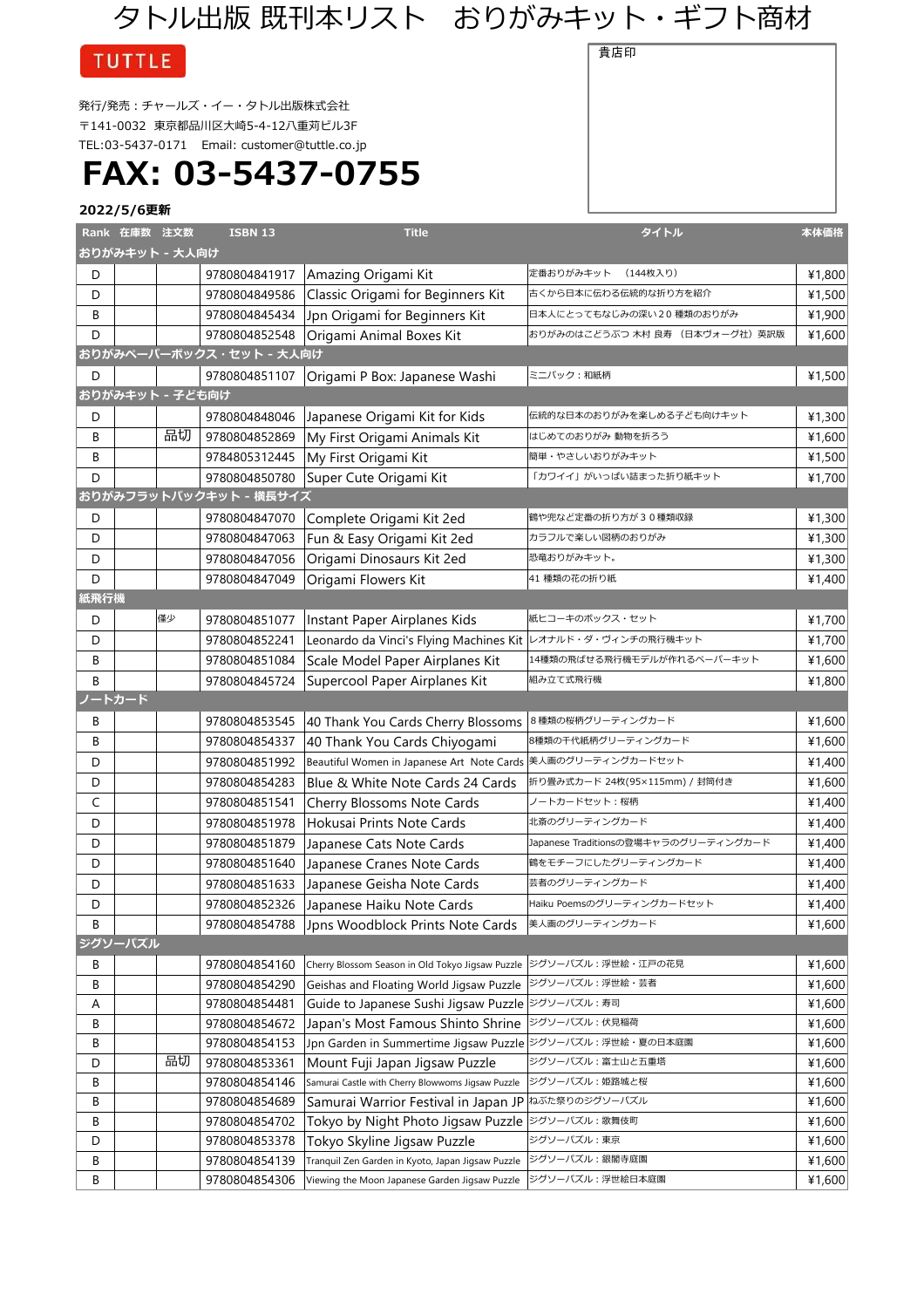# タトル出版 既刊本リスト　おりがみキット・ギフト商材

TUTTLE

貴店印

発行/発売：チャールズ・イー・タトル出版株式会社
〒141-0032 東京都品川区大崎5-4-12八重苅ビル3F
TEL:03-5437-0171　Email: customer@tuttle.co.jp

# FAX: 03-5437-0755

**2022/5/6更新**

| Rank | 在庫数 | 注文数 | ISBN 13 | Title | タイトル | 本体価格 |
|---|---|---|---|---|---|---|
| **おりがみキット - 大人向け** | | | | | | |
| D | | | 9780804841917 | Amazing Origami Kit | 定番おりがみキット　（144枚入り） | ¥1,800 |
| D | | | 9780804849586 | Classic Origami for Beginners Kit | 古くから日本に伝わる伝統的な折り方を紹介 | ¥1,500 |
| B | | | 9780804845434 | Jpn Origami for Beginners Kit | 日本人にとってもなじみの深い２０種類のおりがみ | ¥1,900 |
| D | | | 9780804852548 | Origami Animal Boxes Kit | おりがみのはこどうぶつ 木村 良寿 （日本ヴォーグ社）英訳版 | ¥1,600 |
| **おりがみペーパーボックス・セット - 大人向け** | | | | | | |
| D | | | 9780804851107 | Origami P Box: Japanese Washi | ミニパック：和紙柄 | ¥1,500 |
| **おりがみキット - 子ども向け** | | | | | | |
| D | | | 9780804848046 | Japanese Origami Kit for Kids | 伝統的な日本のおりがみを楽しめる子ども向けキット | ¥1,300 |
| B | | 品切 | 9780804852869 | My First Origami Animals Kit | はじめてのおりがみ 動物を折ろう | ¥1,600 |
| B | | | 9784805312445 | My First Origami Kit | 簡単・やさしいおりがみキット | ¥1,500 |
| D | | | 9780804850780 | Super Cute Origami Kit | 「カワイイ」がいっぱい詰まった折り紙キット | ¥1,700 |
| **おりがみフラットパックキット - 横長サイズ** | | | | | | |
| D | | | 9780804847070 | Complete Origami Kit 2ed | 鶴や兜など定番の折り方が３０種類収録 | ¥1,300 |
| D | | | 9780804847063 | Fun & Easy Origami Kit 2ed | カラフルで楽しい図柄のおりがみ | ¥1,300 |
| D | | | 9780804847056 | Origami Dinosaurs Kit 2ed | 恐竜おりがみキット。 | ¥1,300 |
| D | | | 9780804847049 | Origami Flowers Kit | 41 種類の花の折り紙 | ¥1,400 |
| **紙飛行機** | | | | | | |
| D | | 僅少 | 9780804851077 | Instant Paper Airplanes Kids | 紙ヒコーキのボックス・セット | ¥1,700 |
| D | | | 9780804852241 | Leonardo da Vinci's Flying Machines Kit | レオナルド・ダ・ヴィンチの飛行機キット | ¥1,700 |
| B | | | 9780804851084 | Scale Model Paper Airplanes Kit | 14種類の飛ばせる飛行機モデルが作れるペーパーキット | ¥1,600 |
| B | | | 9780804845724 | Supercool Paper Airplanes Kit | 組み立て式飛行機 | ¥1,800 |
| **ノートカード** | | | | | | |
| B | | | 9780804853545 | 40 Thank You Cards Cherry Blossoms | 8 種類の桜柄グリーティングカード | ¥1,600 |
| B | | | 9780804854337 | 40 Thank You Cards Chiyogami | 8種類の千代紙柄グリーティングカード | ¥1,600 |
| D | | | 9780804851992 | Beautiful Women in Japanese Art Note Cards | 美人画のグリーティングカードセット | ¥1,400 |
| D | | | 9780804854283 | Blue & White Note Cards 24 Cards | 折り畳み式カード 24枚(95×115mm) / 封筒付き | ¥1,600 |
| C | | | 9780804851541 | Cherry Blossoms Note Cards | ノートカードセット：桜柄 | ¥1,400 |
| D | | | 9780804851978 | Hokusai Prints Note Cards | 北斎のグリーティングカード | ¥1,400 |
| D | | | 9780804851879 | Japanese Cats Note Cards | Japanese Traditionsの登場キャラのグリーティングカード | ¥1,400 |
| D | | | 9780804851640 | Japanese Cranes Note Cards | 鶴をモチーフにしたグリーティングカード | ¥1,400 |
| D | | | 9780804851633 | Japanese Geisha Note Cards | 芸者のグリーティングカード | ¥1,400 |
| D | | | 9780804852326 | Japanese Haiku Note Cards | Haiku Poemsのグリーティングカードセット | ¥1,400 |
| B | | | 9780804854788 | Jpns Woodblock Prints Note Cards | 美人画のグリーティングカード | ¥1,600 |
| **ジグソーパズル** | | | | | | |
| B | | | 9780804854160 | Cherry Blossom Season in Old Tokyo Jigsaw Puzzle | ジグソーパズル：浮世絵・江戸の花見 | ¥1,600 |
| B | | | 9780804854290 | Geishas and Floating World Jigsaw Puzzle | ジグソーパズル：浮世絵・芸者 | ¥1,600 |
| A | | | 9780804854481 | Guide to Japanese Sushi Jigsaw Puzzle | ジグソーパズル：寿司 | ¥1,600 |
| B | | | 9780804854672 | Japan's Most Famous Shinto Shrine | ジグソーパズル：伏見稲荷 | ¥1,600 |
| B | | | 9780804854153 | Jpn Garden in Summertime Jigsaw Puzzle | ジグソーパズル：浮世絵・夏の日本庭園 | ¥1,600 |
| D | | 品切 | 9780804853361 | Mount Fuji Japan Jigsaw Puzzle | ジグソーパズル：富士山と五重塔 | ¥1,600 |
| B | | | 9780804854146 | Samurai Castle with Cherry Blowowms Jigsaw Puzzle | ジグソーパズル：姫路城と桜 | ¥1,600 |
| B | | | 9780804854689 | Samurai Warrior Festival in Japan JP | ねぶた祭りのジグソーパズル | ¥1,600 |
| B | | | 9780804854702 | Tokyo by Night Photo Jigsaw Puzzle | ジグソーパズル：歌舞伎町 | ¥1,600 |
| D | | | 9780804853378 | Tokyo Skyline Jigsaw Puzzle | ジグソーパズル：東京 | ¥1,600 |
| B | | | 9780804854139 | Tranquil Zen Garden in Kyoto, Japan Jigsaw Puzzle | ジグソーパズル：銀閣寺庭園 | ¥1,600 |
| B | | | 9780804854306 | Viewing the Moon Japanese Garden Jigsaw Puzzle | ジグソーパズル：浮世絵日本庭園 | ¥1,600 |